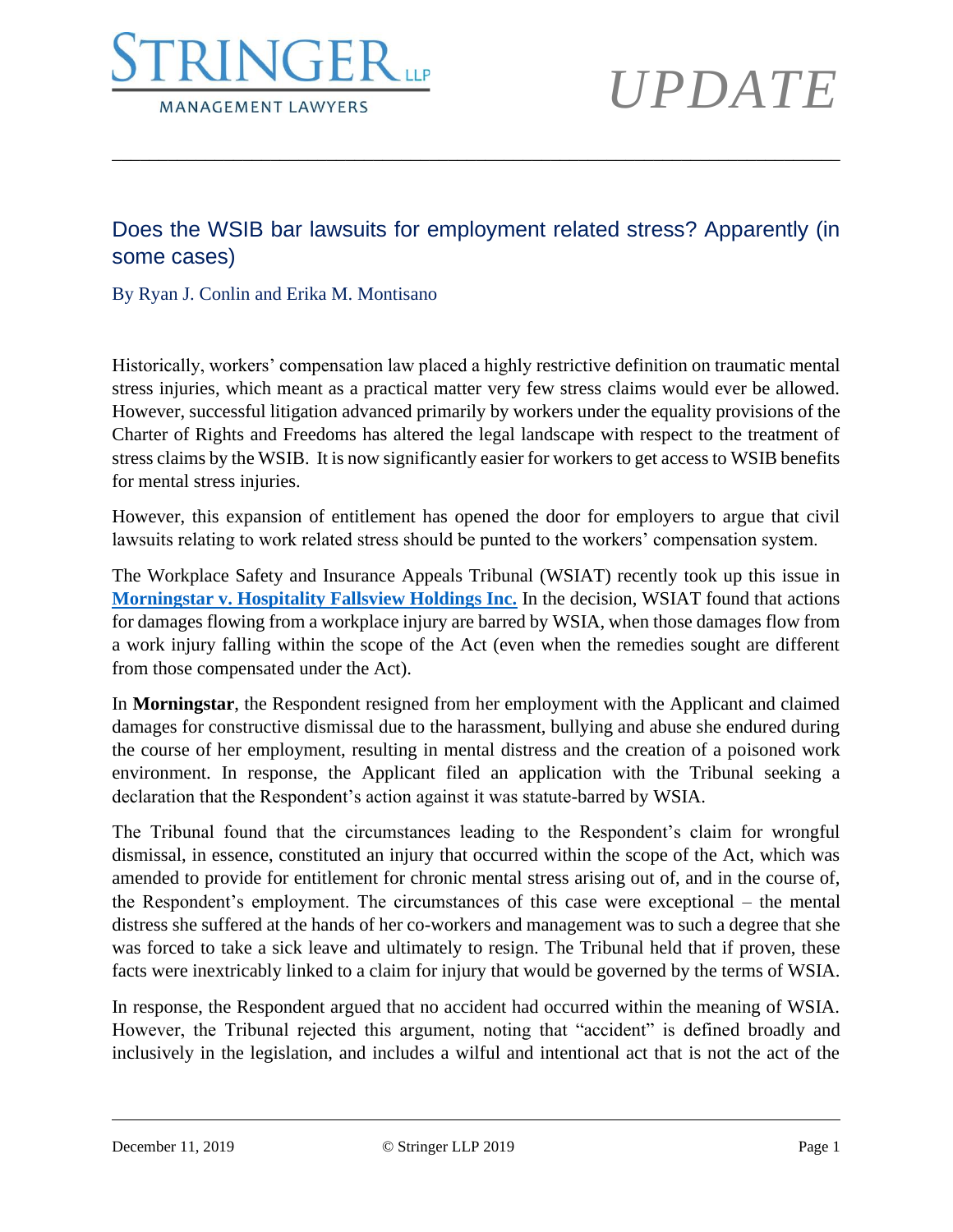STRINGER LLP
MANAGEMENT LAWYERS

*UPDATE*

## Does the WSIB bar lawsuits for employment related stress? Apparently (in some cases)

By Ryan J. Conlin and Erika M. Montisano

Historically, workers' compensation law placed a highly restrictive definition on traumatic mental stress injuries, which meant as a practical matter very few stress claims would ever be allowed. However, successful litigation advanced primarily by workers under the equality provisions of the Charter of Rights and Freedoms has altered the legal landscape with respect to the treatment of stress claims by the WSIB. It is now significantly easier for workers to get access to WSIB benefits for mental stress injuries.

However, this expansion of entitlement has opened the door for employers to argue that civil lawsuits relating to work related stress should be punted to the workers' compensation system.

The Workplace Safety and Insurance Appeals Tribunal (WSIAT) recently took up this issue in **Morningstar v. Hospitality Fallsview Holdings Inc.** In the decision, WSIAT found that actions for damages flowing from a workplace injury are barred by WSIA, when those damages flow from a work injury falling within the scope of the Act (even when the remedies sought are different from those compensated under the Act).

In **Morningstar**, the Respondent resigned from her employment with the Applicant and claimed damages for constructive dismissal due to the harassment, bullying and abuse she endured during the course of her employment, resulting in mental distress and the creation of a poisoned work environment. In response, the Applicant filed an application with the Tribunal seeking a declaration that the Respondent's action against it was statute-barred by WSIA.

The Tribunal found that the circumstances leading to the Respondent's claim for wrongful dismissal, in essence, constituted an injury that occurred within the scope of the Act, which was amended to provide for entitlement for chronic mental stress arising out of, and in the course of, the Respondent's employment. The circumstances of this case were exceptional – the mental distress she suffered at the hands of her co-workers and management was to such a degree that she was forced to take a sick leave and ultimately to resign. The Tribunal held that if proven, these facts were inextricably linked to a claim for injury that would be governed by the terms of WSIA.

In response, the Respondent argued that no accident had occurred within the meaning of WSIA. However, the Tribunal rejected this argument, noting that "accident" is defined broadly and inclusively in the legislation, and includes a wilful and intentional act that is not the act of the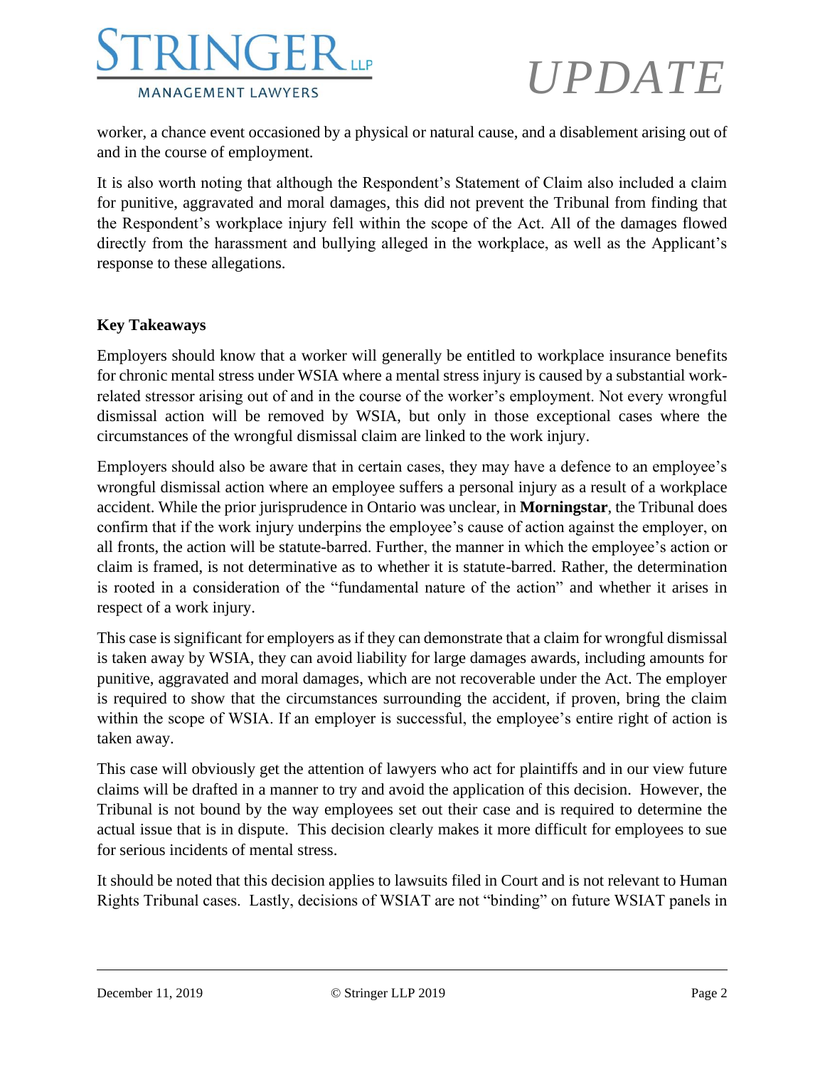worker, a chance event occasioned by a physical or natural cause, and a disablement arising out of and in the course of employment.

It is also worth noting that although the Respondent's Statement of Claim also included a claim for punitive, aggravated and moral damages, this did not prevent the Tribunal from finding that the Respondent's workplace injury fell within the scope of the Act. All of the damages flowed directly from the harassment and bullying alleged in the workplace, as well as the Applicant's response to these allegations.

**Key Takeaways**

Employers should know that a worker will generally be entitled to workplace insurance benefits for chronic mental stress under WSIA where a mental stress injury is caused by a substantial work-related stressor arising out of and in the course of the worker's employment. Not every wrongful dismissal action will be removed by WSIA, but only in those exceptional cases where the circumstances of the wrongful dismissal claim are linked to the work injury.

Employers should also be aware that in certain cases, they may have a defence to an employee's wrongful dismissal action where an employee suffers a personal injury as a result of a workplace accident. While the prior jurisprudence in Ontario was unclear, in **Morningstar**, the Tribunal does confirm that if the work injury underpins the employee's cause of action against the employer, on all fronts, the action will be statute-barred. Further, the manner in which the employee's action or claim is framed, is not determinative as to whether it is statute-barred. Rather, the determination is rooted in a consideration of the "fundamental nature of the action" and whether it arises in respect of a work injury.

This case is significant for employers as if they can demonstrate that a claim for wrongful dismissal is taken away by WSIA, they can avoid liability for large damages awards, including amounts for punitive, aggravated and moral damages, which are not recoverable under the Act. The employer is required to show that the circumstances surrounding the accident, if proven, bring the claim within the scope of WSIA. If an employer is successful, the employee's entire right of action is taken away.

This case will obviously get the attention of lawyers who act for plaintiffs and in our view future claims will be drafted in a manner to try and avoid the application of this decision. However, the Tribunal is not bound by the way employees set out their case and is required to determine the actual issue that is in dispute. This decision clearly makes it more difficult for employees to sue for serious incidents of mental stress.

It should be noted that this decision applies to lawsuits filed in Court and is not relevant to Human Rights Tribunal cases. Lastly, decisions of WSIAT are not "binding" on future WSIAT panels in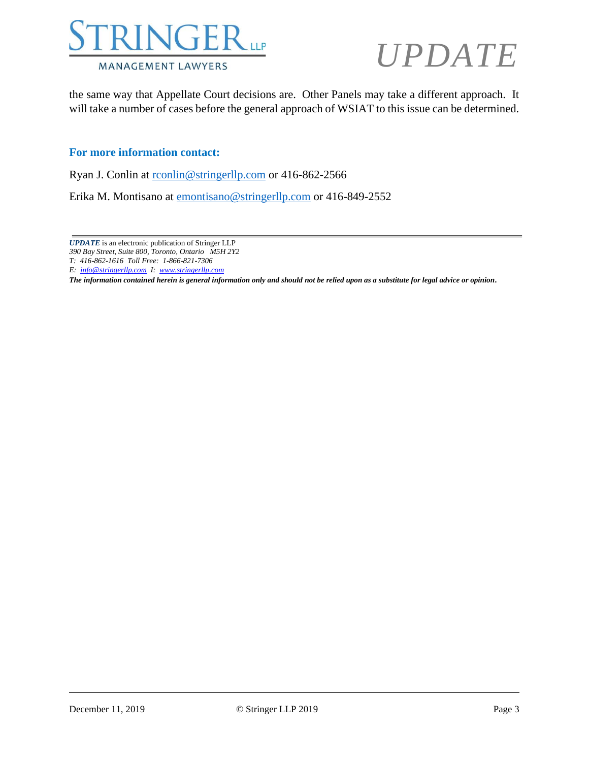the same way that Appellate Court decisions are. Other Panels may take a different approach. It will take a number of cases before the general approach of WSIAT to this issue can be determined.

### For more information contact:

Ryan J. Conlin at rconlin@stringerllp.com or 416-862-2566

Erika M. Montisano at emontisano@stringerllp.com or 416-849-2552

---

***UPDATE*** is an electronic publication of Stringer LLP
*390 Bay Street, Suite 800, Toronto, Ontario M5H 2Y2*
*T: 416-862-1616 Toll Free: 1-866-821-7306*
*E: info@stringerllp.com I: www.stringerllp.com*
***The information contained herein is general information only and should not be relied upon as a substitute for legal advice or opinion.***